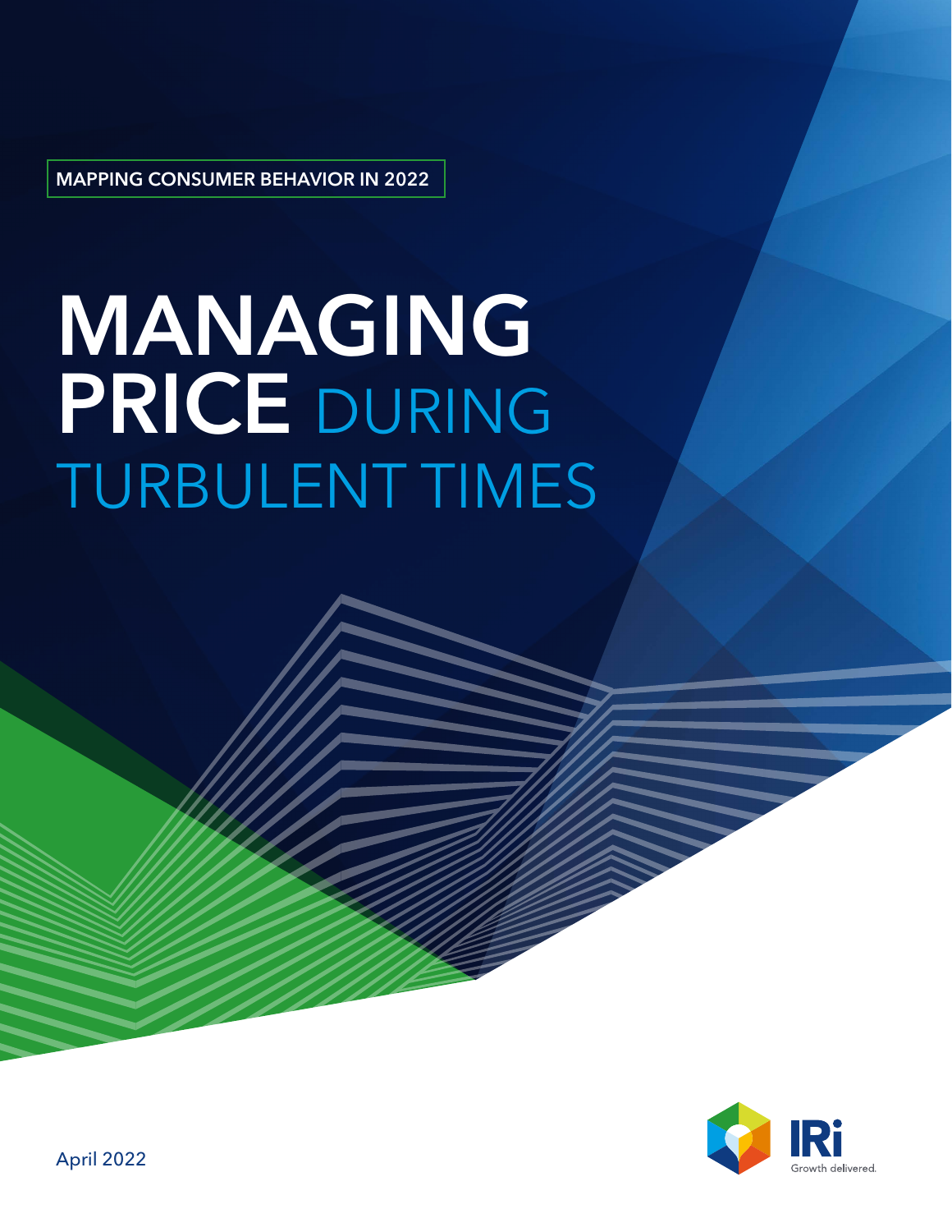MAPPING CONSUMER BEHAVIOR IN 2022

# MANAGING PRICE DURING TURBULENT TIMES

April 2022

IRi
Growth delivered.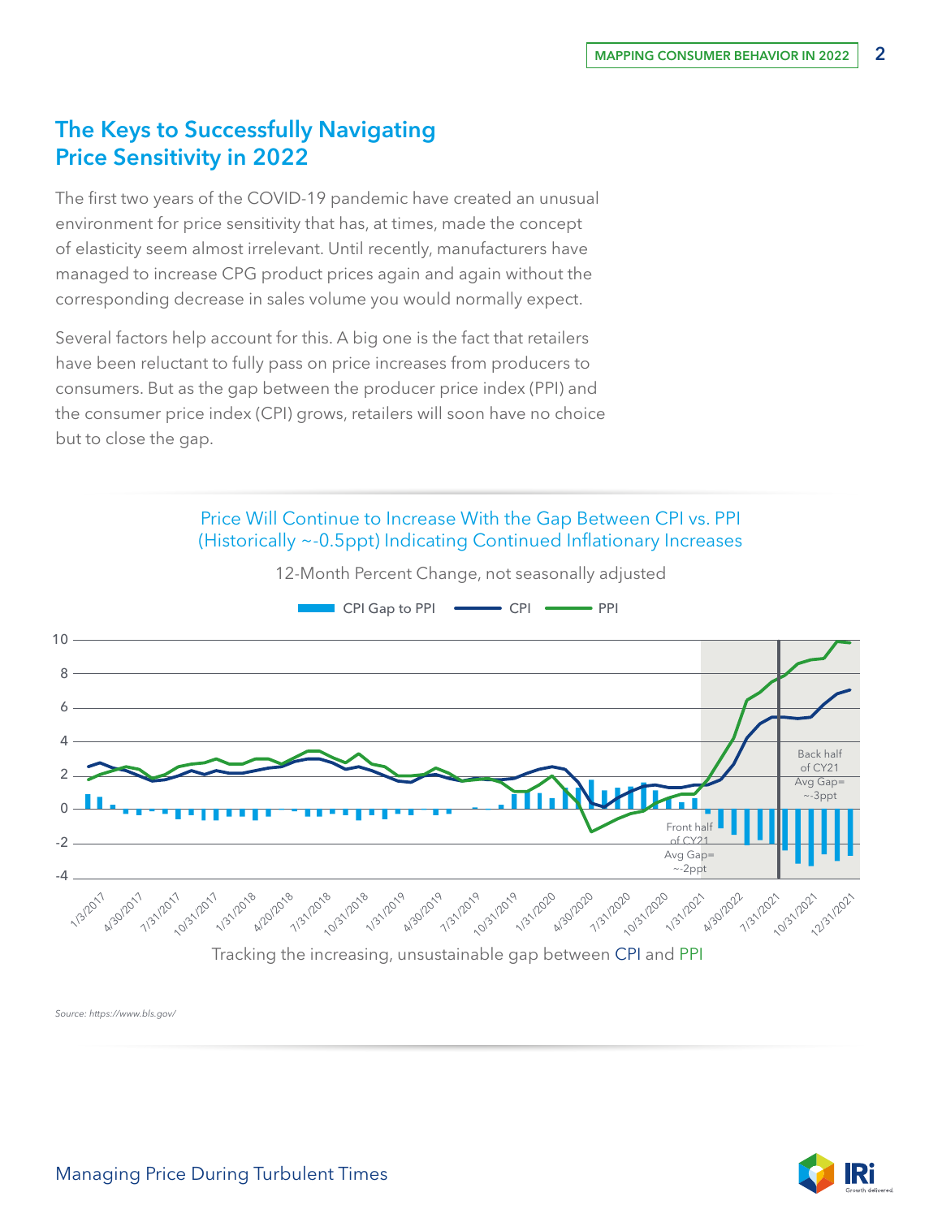## The Keys to Successfully Navigating Price Sensitivity in 2022

The first two years of the COVID-19 pandemic have created an unusual environment for price sensitivity that has, at times, made the concept of elasticity seem almost irrelevant. Until recently, manufacturers have managed to increase CPG product prices again and again without the corresponding decrease in sales volume you would normally expect.

Several factors help account for this. A big one is the fact that retailers have been reluctant to fully pass on price increases from producers to consumers. But as the gap between the producer price index (PPI) and the consumer price index (CPI) grows, retailers will soon have no choice but to close the gap.

Price Will Continue to Increase With the Gap Between CPI vs. PPI (Historically ~-0.5ppt) Indicating Continued Inflationary Increases

12-Month Percent Change, not seasonally adjusted

CPI Gap to PPI   CPI   PPI

Front half of CY21 Avg Gap= ~-2ppt

Back half of CY21 Avg Gap= ~-3ppt

Tracking the increasing, unsustainable gap between CPI and PPI

*Source: https://www.bls.gov/*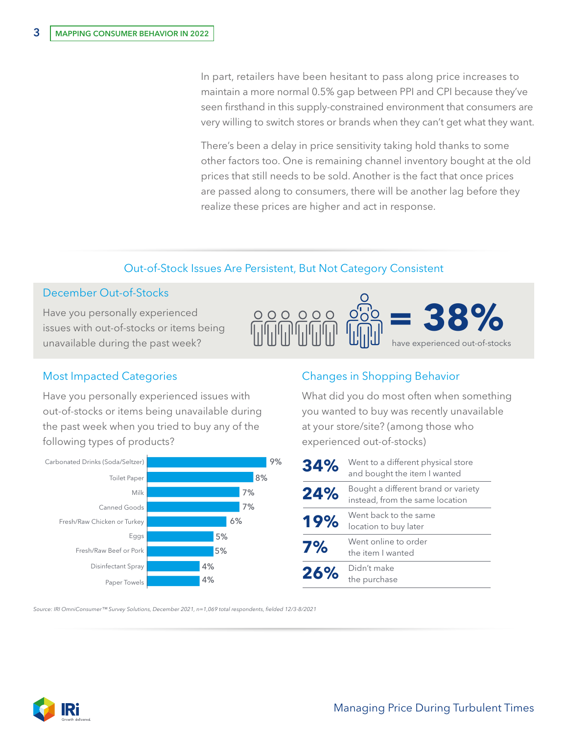In part, retailers have been hesitant to pass along price increases to maintain a more normal 0.5% gap between PPI and CPI because they've seen firsthand in this supply-constrained environment that consumers are very willing to switch stores or brands when they can't get what they want.

There's been a delay in price sensitivity taking hold thanks to some other factors too. One is remaining channel inventory bought at the old prices that still needs to be sold. Another is the fact that once prices are passed along to consumers, there will be another lag before they realize these prices are higher and act in response.

## Out-of-Stock Issues Are Persistent, But Not Category Consistent

### December Out-of-Stocks

Have you personally experienced issues with out-of-stocks or items being unavailable during the past week?

**= 38%** have experienced out-of-stocks

### Most Impacted Categories

Have you personally experienced issues with out-of-stocks or items being unavailable during the past week when you tried to buy any of the following types of products?

| Category | % |
| --- | --- |
| Carbonated Drinks (Soda/Seltzer) | 9% |
| Toilet Paper | 8% |
| Milk | 7% |
| Canned Goods | 7% |
| Fresh/Raw Chicken or Turkey | 6% |
| Eggs | 5% |
| Fresh/Raw Beef or Pork | 5% |
| Disinfectant Spray | 4% |
| Paper Towels | 4% |

### Changes in Shopping Behavior

What did you do most often when something you wanted to buy was recently unavailable at your store/site? (among those who experienced out-of-stocks)

| % | Behavior |
| --- | --- |
| **34%** | Went to a different physical store and bought the item I wanted |
| **24%** | Bought a different brand or variety instead, from the same location |
| **19%** | Went back to the same location to buy later |
| **7%** | Went online to order the item I wanted |
| **26%** | Didn't make the purchase |

*Source: IRI OmniConsumer™ Survey Solutions, December 2021, n=1,069 total respondents, fielded 12/3-8/2021*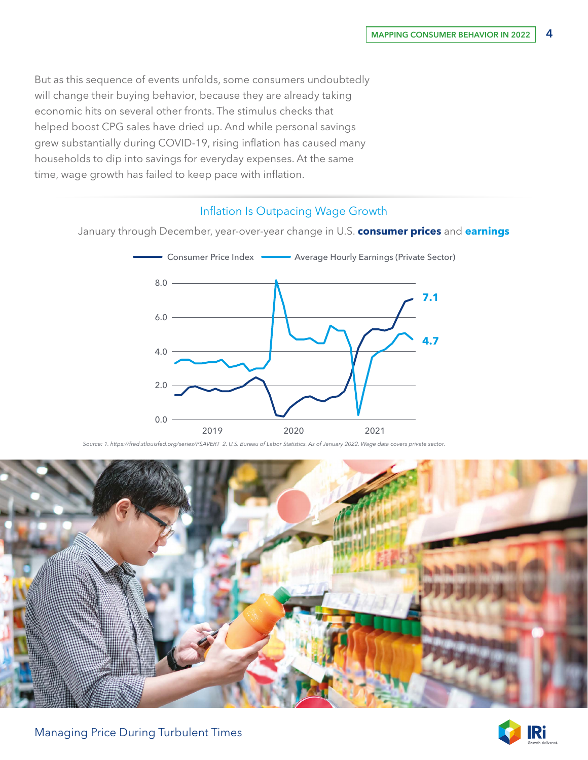But as this sequence of events unfolds, some consumers undoubtedly will change their buying behavior, because they are already taking economic hits on several other fronts. The stimulus checks that helped boost CPG sales have dried up. And while personal savings grew substantially during COVID-19, rising inflation has caused many households to dip into savings for everyday expenses. At the same time, wage growth has failed to keep pace with inflation.

### Inflation Is Outpacing Wage Growth

January through December, year-over-year change in U.S. **consumer prices** and **earnings**

Consumer Price Index — Average Hourly Earnings (Private Sector)

7.1

4.7

*Source: 1. https://fred.stlouisfed.org/series/PSAVERT 2. U.S. Bureau of Labor Statistics. As of January 2022. Wage data covers private sector.*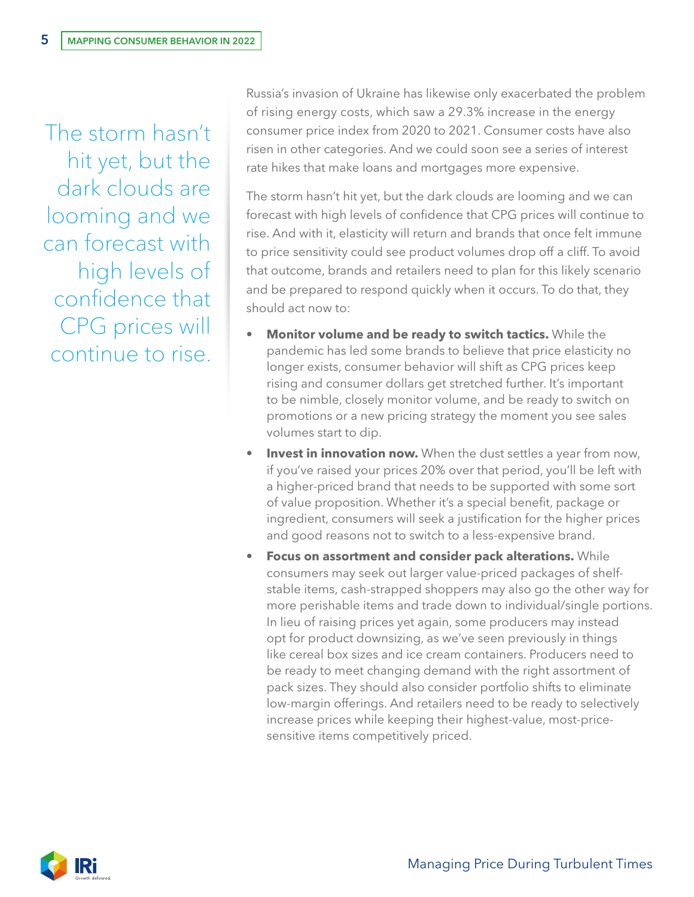> The storm hasn't hit yet, but the dark clouds are looming and we can forecast with high levels of confidence that CPG prices will continue to rise.

Russia's invasion of Ukraine has likewise only exacerbated the problem of rising energy costs, which saw a 29.3% increase in the energy consumer price index from 2020 to 2021. Consumer costs have also risen in other categories. And we could soon see a series of interest rate hikes that make loans and mortgages more expensive.

The storm hasn't hit yet, but the dark clouds are looming and we can forecast with high levels of confidence that CPG prices will continue to rise. And with it, elasticity will return and brands that once felt immune to price sensitivity could see product volumes drop off a cliff. To avoid that outcome, brands and retailers need to plan for this likely scenario and be prepared to respond quickly when it occurs. To do that, they should act now to:

- **Monitor volume and be ready to switch tactics.** While the pandemic has led some brands to believe that price elasticity no longer exists, consumer behavior will shift as CPG prices keep rising and consumer dollars get stretched further. It's important to be nimble, closely monitor volume, and be ready to switch on promotions or a new pricing strategy the moment you see sales volumes start to dip.
- **Invest in innovation now.** When the dust settles a year from now, if you've raised your prices 20% over that period, you'll be left with a higher-priced brand that needs to be supported with some sort of value proposition. Whether it's a special benefit, package or ingredient, consumers will seek a justification for the higher prices and good reasons not to switch to a less-expensive brand.
- **Focus on assortment and consider pack alterations.** While consumers may seek out larger value-priced packages of shelf-stable items, cash-strapped shoppers may also go the other way for more perishable items and trade down to individual/single portions. In lieu of raising prices yet again, some producers may instead opt for product downsizing, as we've seen previously in things like cereal box sizes and ice cream containers. Producers need to be ready to meet changing demand with the right assortment of pack sizes. They should also consider portfolio shifts to eliminate low-margin offerings. And retailers need to be ready to selectively increase prices while keeping their highest-value, most-price-sensitive items competitively priced.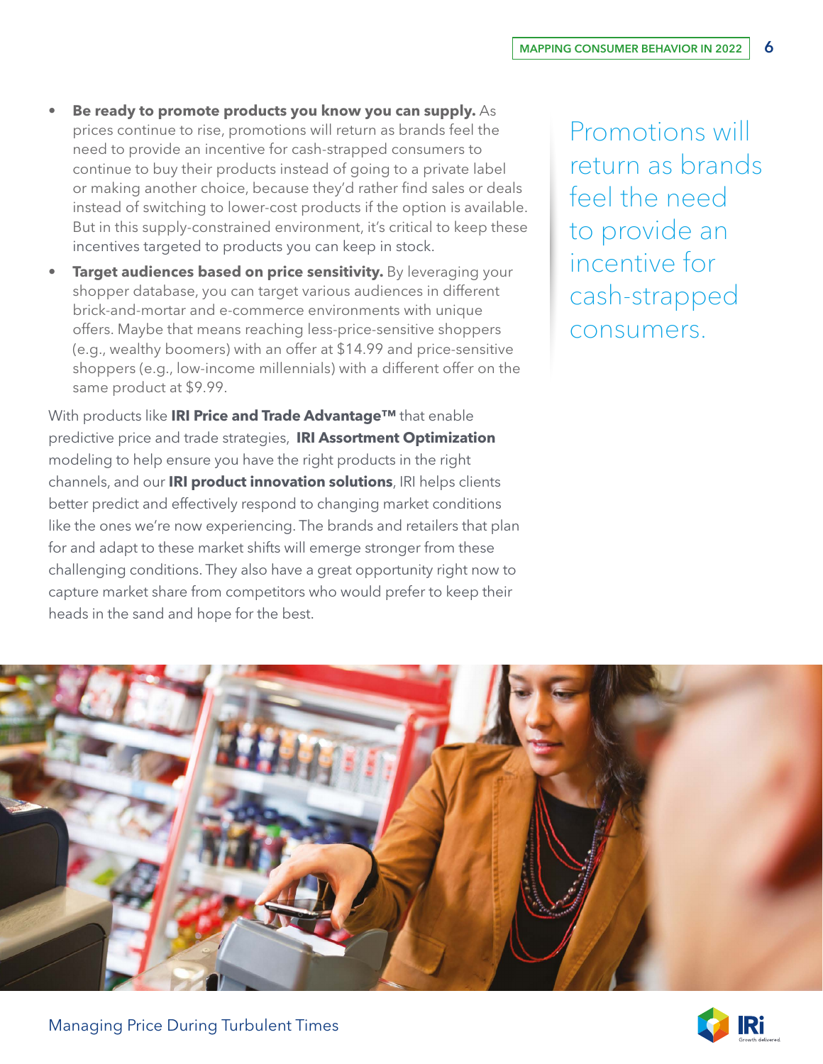- **Be ready to promote products you know you can supply.** As prices continue to rise, promotions will return as brands feel the need to provide an incentive for cash-strapped consumers to continue to buy their products instead of going to a private label or making another choice, because they'd rather find sales or deals instead of switching to lower-cost products if the option is available. But in this supply-constrained environment, it's critical to keep these incentives targeted to products you can keep in stock.
- **Target audiences based on price sensitivity.** By leveraging your shopper database, you can target various audiences in different brick-and-mortar and e-commerce environments with unique offers. Maybe that means reaching less-price-sensitive shoppers (e.g., wealthy boomers) with an offer at $14.99 and price-sensitive shoppers (e.g., low-income millennials) with a different offer on the same product at $9.99.

With products like **IRI Price and Trade Advantage™** that enable predictive price and trade strategies, **IRI Assortment Optimization** modeling to help ensure you have the right products in the right channels, and our **IRI product innovation solutions**, IRI helps clients better predict and effectively respond to changing market conditions like the ones we're now experiencing. The brands and retailers that plan for and adapt to these market shifts will emerge stronger from these challenging conditions. They also have a great opportunity right now to capture market share from competitors who would prefer to keep their heads in the sand and hope for the best.

Promotions will return as brands feel the need to provide an incentive for cash-strapped consumers.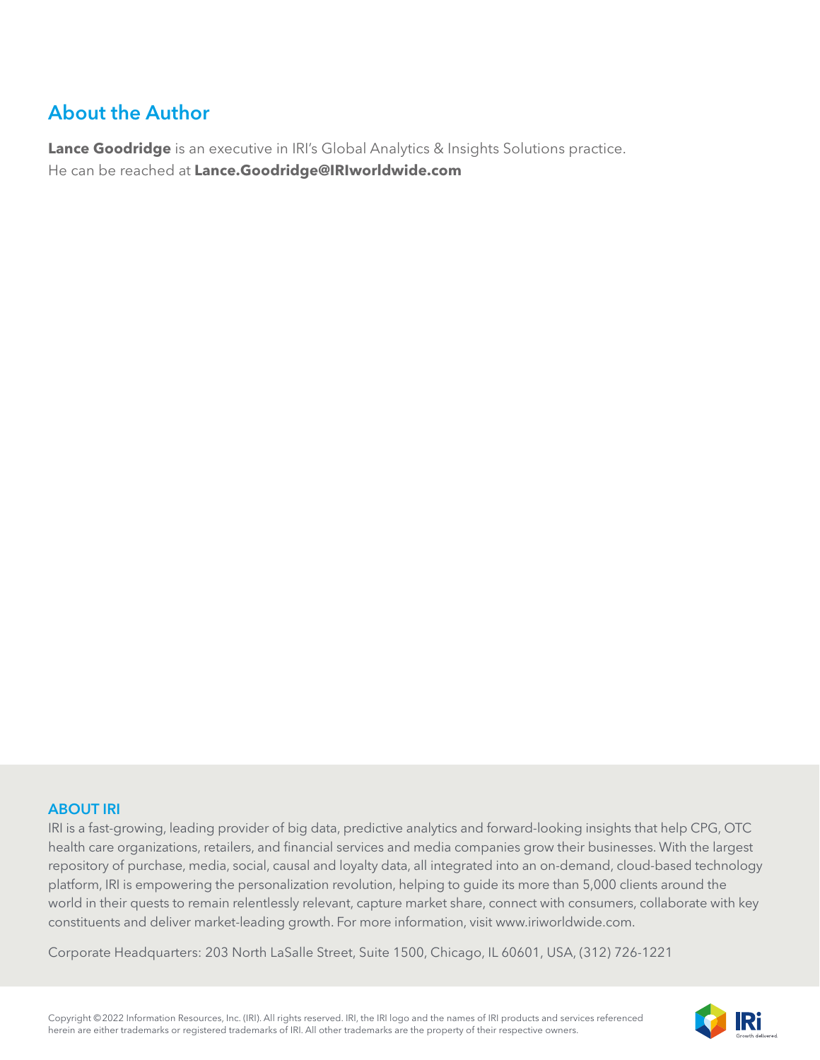## About the Author

**Lance Goodridge** is an executive in IRI's Global Analytics & Insights Solutions practice. He can be reached at **Lance.Goodridge@IRIworldwide.com**

### ABOUT IRI

IRI is a fast-growing, leading provider of big data, predictive analytics and forward-looking insights that help CPG, OTC health care organizations, retailers, and financial services and media companies grow their businesses. With the largest repository of purchase, media, social, causal and loyalty data, all integrated into an on-demand, cloud-based technology platform, IRI is empowering the personalization revolution, helping to guide its more than 5,000 clients around the world in their quests to remain relentlessly relevant, capture market share, connect with consumers, collaborate with key constituents and deliver market-leading growth. For more information, visit www.iriworldwide.com.

Corporate Headquarters: 203 North LaSalle Street, Suite 1500, Chicago, IL 60601, USA, (312) 726-1221

Copyright ©2022 Information Resources, Inc. (IRI). All rights reserved. IRI, the IRI logo and the names of IRI products and services referenced herein are either trademarks or registered trademarks of IRI. All other trademarks are the property of their respective owners.

IRi
Growth delivered.